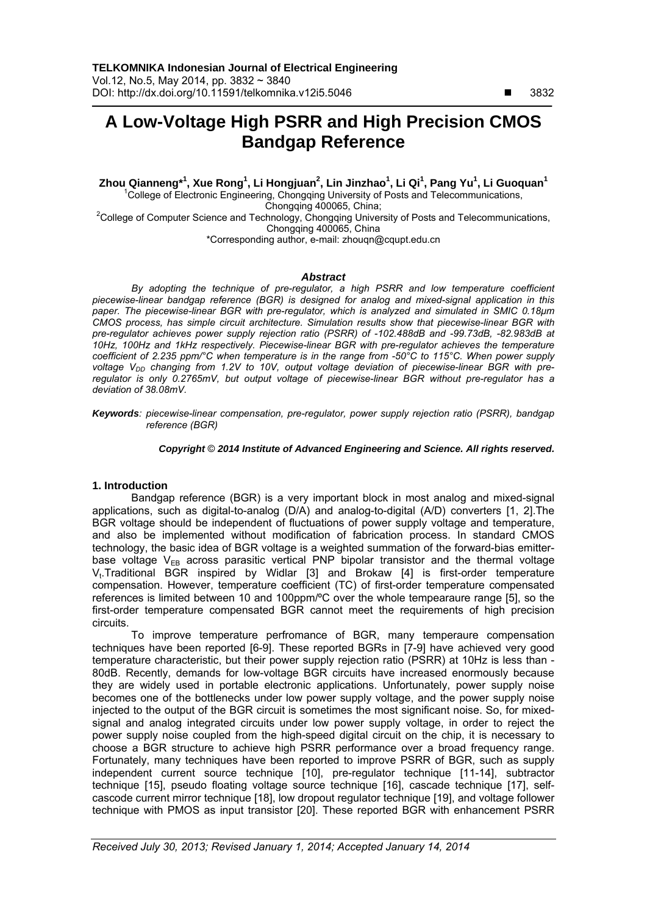# A Low-Voltage High PSRR and High Precision CMOS Bandgap Reference

**Zhou Qianneng*[1], Xue Rong[1], Li Hongjuan[2], Lin Jinzhao[1], Li Qi[1], Pang Yu[1], Li Guoquan[1]**

[1]College of Electronic Engineering, Chongqing University of Posts and Telecommunications, Chongqing 400065, China;

[2]College of Computer Science and Technology, Chongqing University of Posts and Telecommunications, Chongqing 400065, China

*Corresponding author, e-mail: zhouqn@cqupt.edu.cn

### *Abstract*

*By adopting the technique of pre-regulator, a high PSRR and low temperature coefficient piecewise-linear bandgap reference (BGR) is designed for analog and mixed-signal application in this paper. The piecewise-linear BGR with pre-regulator, which is analyzed and simulated in SMIC 0.18μm CMOS process, has simple circuit architecture. Simulation results show that piecewise-linear BGR with pre-regulator achieves power supply rejection ratio (PSRR) of -102.488dB and -99.73dB, -82.983dB at 10Hz, 100Hz and 1kHz respectively. Piecewise-linear BGR with pre-regulator achieves the temperature coefficient of 2.235 ppm/°C when temperature is in the range from -50°C to 115°C. When power supply voltage $V_{DD}$ changing from 1.2V to 10V, output voltage deviation of piecewise-linear BGR with pre-regulator is only 0.2765mV, but output voltage of piecewise-linear BGR without pre-regulator has a deviation of 38.08mV.*

***Keywords****: piecewise-linear compensation, pre-regulator, power supply rejection ratio (PSRR), bandgap reference (BGR)*

***Copyright © 2014 Institute of Advanced Engineering and Science. All rights reserved.***

## 1. Introduction

Bandgap reference (BGR) is a very important block in most analog and mixed-signal applications, such as digital-to-analog (D/A) and analog-to-digital (A/D) converters [1, 2].The BGR voltage should be independent of fluctuations of power supply voltage and temperature, and also be implemented without modification of fabrication process. In standard CMOS technology, the basic idea of BGR voltage is a weighted summation of the forward-bias emitter-base voltage $V_{EB}$ across parasitic vertical PNP bipolar transistor and the thermal voltage $V_t$.Traditional BGR inspired by Widlar [3] and Brokaw [4] is first-order temperature compensation. However, temperature coefficient (TC) of first-order temperature compensated references is limited between 10 and 100ppm/ºC over the whole tempearaure range [5], so the first-order temperature compensated BGR cannot meet the requirements of high precision circuits.

To improve temperature perfromance of BGR, many temperaure compensation techniques have been reported [6-9]. These reported BGRs in [7-9] have achieved very good temperature characteristic, but their power supply rejection ratio (PSRR) at 10Hz is less than -80dB. Recently, demands for low-voltage BGR circuits have increased enormously because they are widely used in portable electronic applications. Unfortunately, power supply noise becomes one of the bottlenecks under low power supply voltage, and the power supply noise injected to the output of the BGR circuit is sometimes the most significant noise. So, for mixed-signal and analog integrated circuits under low power supply voltage, in order to reject the power supply noise coupled from the high-speed digital circuit on the chip, it is necessary to choose a BGR structure to achieve high PSRR performance over a broad frequency range. Fortunately, many techniques have been reported to improve PSRR of BGR, such as supply independent current source technique [10], pre-regulator technique [11-14], subtractor technique [15], pseudo floating voltage source technique [16], cascade technique [17], self-cascode current mirror technique [18], low dropout regulator technique [19], and voltage follower technique with PMOS as input transistor [20]. These reported BGR with enhancement PSRR

*Received July 30, 2013; Revised January 1, 2014; Accepted January 14, 2014*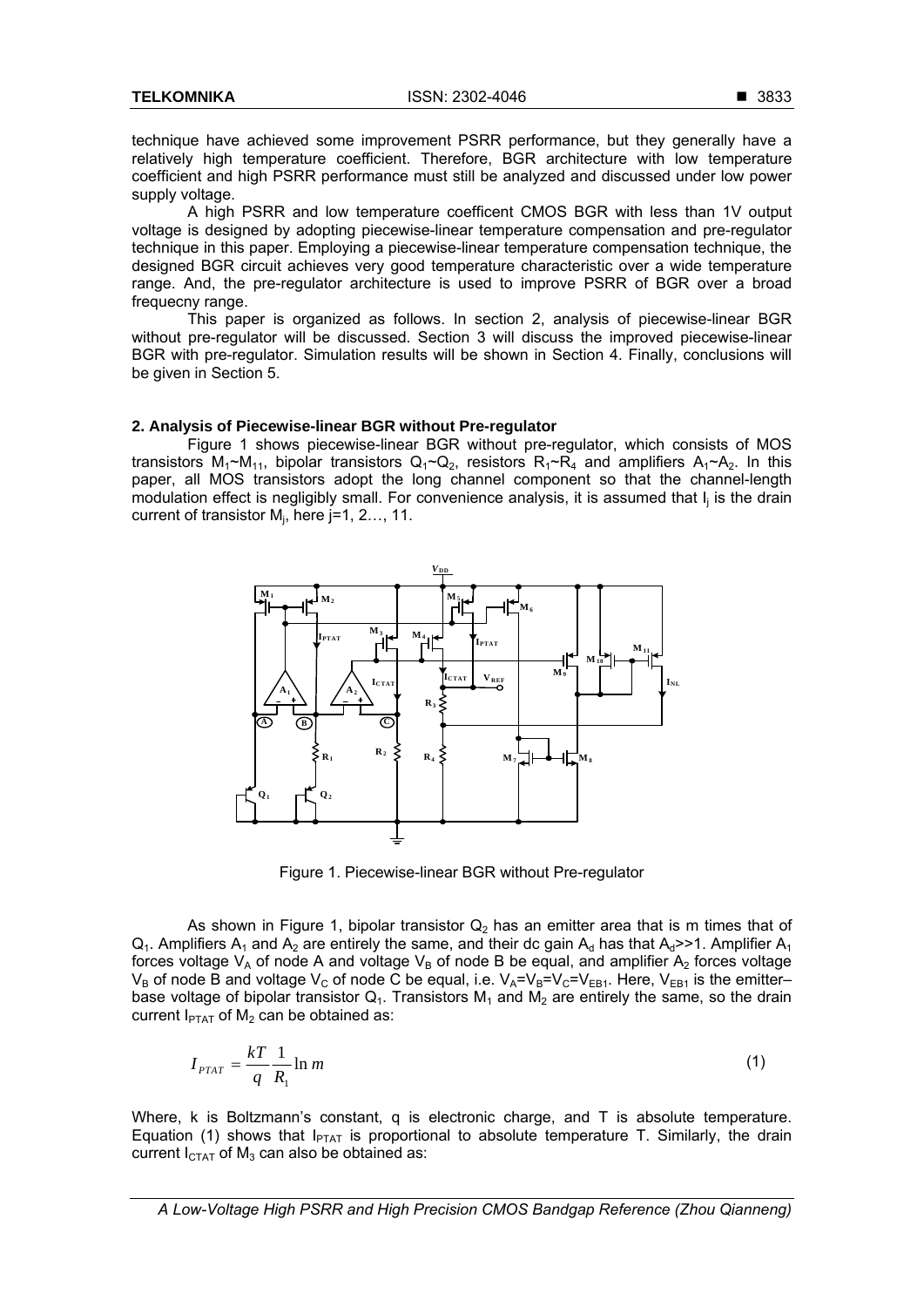technique have achieved some improvement PSRR performance, but they generally have a relatively high temperature coefficient. Therefore, BGR architecture with low temperature coefficient and high PSRR performance must still be analyzed and discussed under low power supply voltage.

A high PSRR and low temperature coefficent CMOS BGR with less than 1V output voltage is designed by adopting piecewise-linear temperature compensation and pre-regulator technique in this paper. Employing a piecewise-linear temperature compensation technique, the designed BGR circuit achieves very good temperature characteristic over a wide temperature range. And, the pre-regulator architecture is used to improve PSRR of BGR over a broad frequecny range.

This paper is organized as follows. In section 2, analysis of piecewise-linear BGR without pre-regulator will be discussed. Section 3 will discuss the improved piecewise-linear BGR with pre-regulator. Simulation results will be shown in Section 4. Finally, conclusions will be given in Section 5.

## 2. Analysis of Piecewise-linear BGR without Pre-regulator

Figure 1 shows piecewise-linear BGR without pre-regulator, which consists of MOS transistors $M_1$~$M_{11}$, bipolar transistors $Q_1$~$Q_2$, resistors $R_1$~$R_4$ and amplifiers $A_1$~$A_2$. In this paper, all MOS transistors adopt the long channel component so that the channel-length modulation effect is negligibly small. For convenience analysis, it is assumed that $I_j$ is the drain current of transistor $M_j$, here j=1, 2…, 11.

Figure 1. Piecewise-linear BGR without Pre-regulator

As shown in Figure 1, bipolar transistor $Q_2$ has an emitter area that is m times that of $Q_1$. Amplifiers $A_1$ and $A_2$ are entirely the same, and their dc gain $A_d$ has that $A_d$>>1. Amplifier $A_1$ forces voltage $V_A$ of node A and voltage $V_B$ of node B be equal, and amplifier $A_2$ forces voltage $V_B$ of node B and voltage $V_C$ of node C be equal, i.e. $V_A=V_B=V_C=V_{EB1}$. Here, $V_{EB1}$ is the emitter–base voltage of bipolar transistor $Q_1$. Transistors $M_1$ and $M_2$ are entirely the same, so the drain current $I_{PTAT}$ of $M_2$ can be obtained as:

$$I_{PTAT} = \frac{kT}{q}\frac{1}{R_1}\ln m \tag{1}$$

Where, k is Boltzmann's constant, q is electronic charge, and T is absolute temperature. Equation (1) shows that $I_{PTAT}$ is proportional to absolute temperature T. Similarly, the drain current $I_{CTAT}$ of $M_3$ can also be obtained as: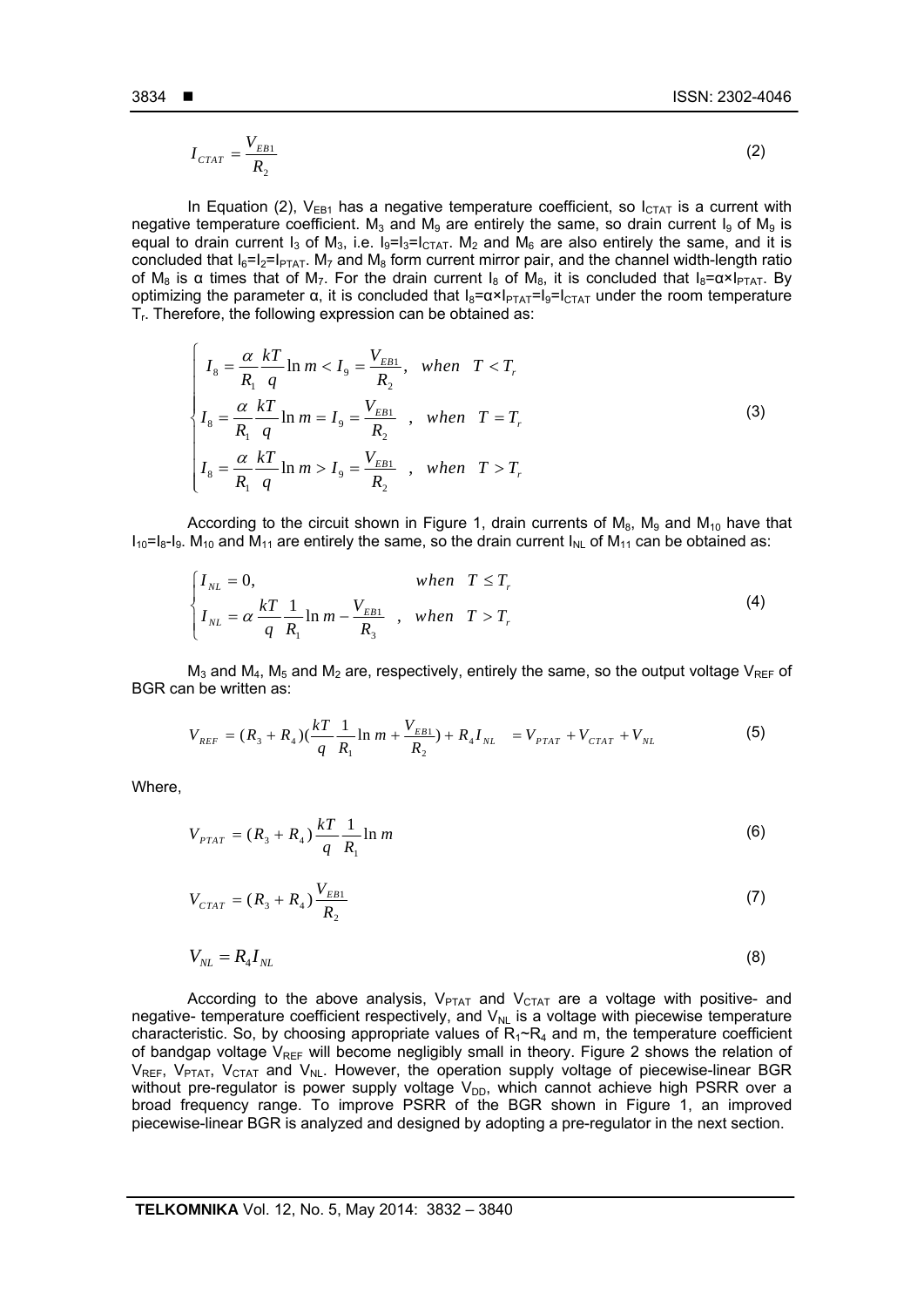$$I_{CTAT} = \frac{V_{EB1}}{R_2} \tag{2}$$

In Equation (2), $V_{EB1}$ has a negative temperature coefficient, so $I_{CTAT}$ is a current with negative temperature coefficient. $M_3$ and $M_9$ are entirely the same, so drain current $I_9$ of $M_9$ is equal to drain current $I_3$ of $M_3$, i.e. $I_9=I_3=I_{CTAT}$. $M_2$ and $M_6$ are also entirely the same, and it is concluded that $I_6=I_2=I_{PTAT}$. $M_7$ and $M_8$ form current mirror pair, and the channel width-length ratio of $M_8$ is α times that of $M_7$. For the drain current $I_8$ of $M_8$, it is concluded that $I_8=\alpha\times I_{PTAT}$. By optimizing the parameter α, it is concluded that $I_8=\alpha\times I_{PTAT}=I_9=I_{CTAT}$ under the room temperature $T_r$. Therefore, the following expression can be obtained as:

$$\begin{cases} I_8 = \dfrac{\alpha}{R_1}\dfrac{kT}{q}\ln m < I_9 = \dfrac{V_{EB1}}{R_2}, & when \quad T < T_r \\ I_8 = \dfrac{\alpha}{R_1}\dfrac{kT}{q}\ln m = I_9 = \dfrac{V_{EB1}}{R_2}, & when \quad T = T_r \\ I_8 = \dfrac{\alpha}{R_1}\dfrac{kT}{q}\ln m > I_9 = \dfrac{V_{EB1}}{R_2}, & when \quad T > T_r \end{cases} \tag{3}$$

According to the circuit shown in Figure 1, drain currents of $M_8$, $M_9$ and $M_{10}$ have that $I_{10}=I_8-I_9$. $M_{10}$ and $M_{11}$ are entirely the same, so the drain current $I_{NL}$ of $M_{11}$ can be obtained as:

$$\begin{cases} I_{NL} = 0, & when \quad T \le T_r \\ I_{NL} = \alpha\dfrac{kT}{q}\dfrac{1}{R_1}\ln m - \dfrac{V_{EB1}}{R_3}, & when \quad T > T_r \end{cases} \tag{4}$$

$M_3$ and $M_4$, $M_5$ and $M_2$ are, respectively, entirely the same, so the output voltage $V_{REF}$ of BGR can be written as:

$$V_{REF} = (R_3 + R_4)\left(\frac{kT}{q}\frac{1}{R_1}\ln m + \frac{V_{EB1}}{R_2}\right) + R_4 I_{NL} \quad = V_{PTAT} + V_{CTAT} + V_{NL} \tag{5}$$

Where,

$$V_{PTAT} = (R_3 + R_4)\frac{kT}{q}\frac{1}{R_1}\ln m \tag{6}$$

$$V_{CTAT} = (R_3 + R_4)\frac{V_{EB1}}{R_2} \tag{7}$$

$$V_{NL} = R_4 I_{NL} \tag{8}$$

According to the above analysis, $V_{PTAT}$ and $V_{CTAT}$ are a voltage with positive- and negative- temperature coefficient respectively, and $V_{NL}$ is a voltage with piecewise temperature characteristic. So, by choosing appropriate values of $R_1$~$R_4$ and m, the temperature coefficient of bandgap voltage $V_{REF}$ will become negligibly small in theory. Figure 2 shows the relation of $V_{REF}$, $V_{PTAT}$, $V_{CTAT}$ and $V_{NL}$. However, the operation supply voltage of piecewise-linear BGR without pre-regulator is power supply voltage $V_{DD}$, which cannot achieve high PSRR over a broad frequency range. To improve PSRR of the BGR shown in Figure 1, an improved piecewise-linear BGR is analyzed and designed by adopting a pre-regulator in the next section.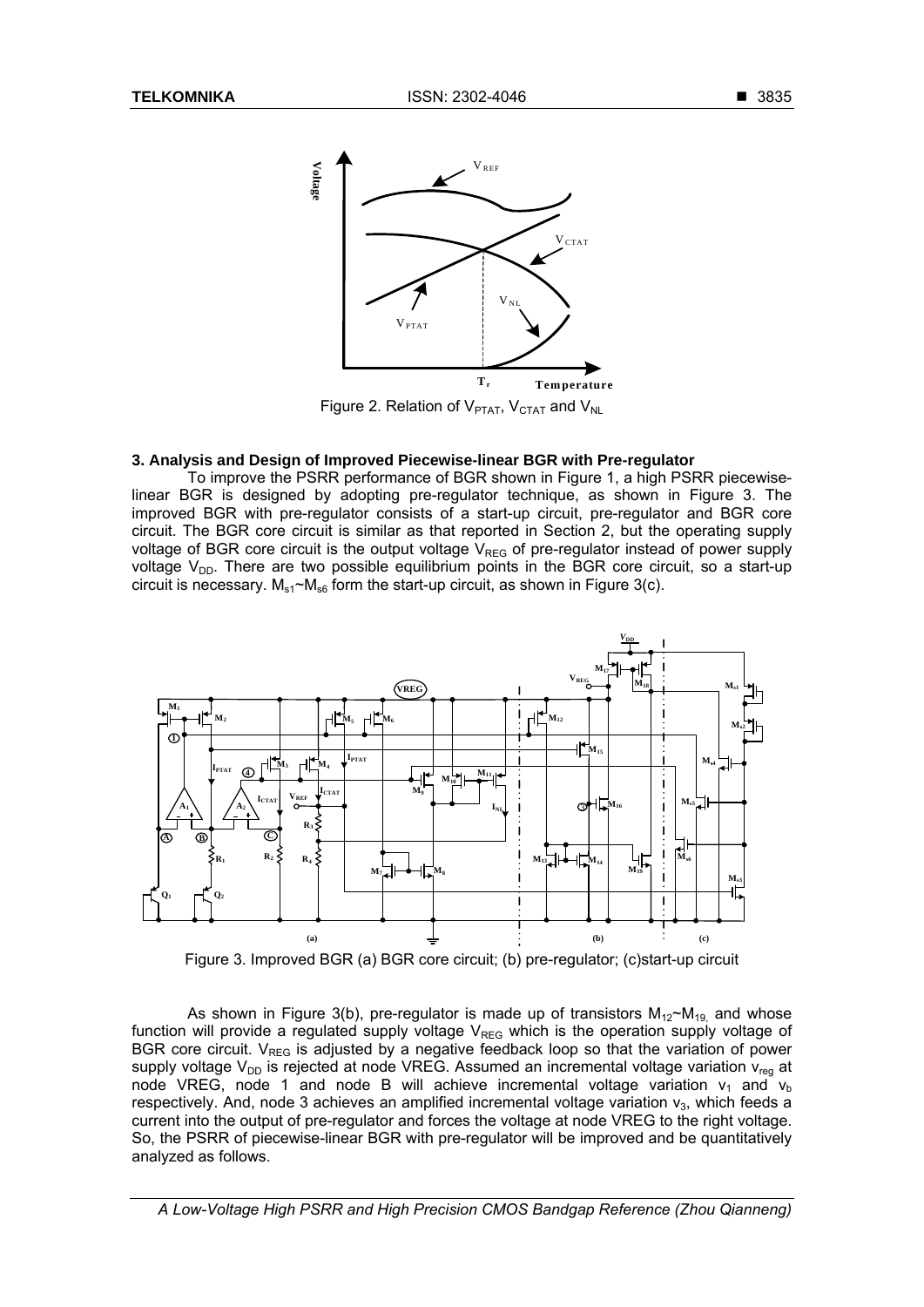Figure 2. Relation of $V_{PTAT}$, $V_{CTAT}$ and $V_{NL}$

### 3. Analysis and Design of Improved Piecewise-linear BGR with Pre-regulator

To improve the PSRR performance of BGR shown in Figure 1, a high PSRR piecewise-linear BGR is designed by adopting pre-regulator technique, as shown in Figure 3. The improved BGR with pre-regulator consists of a start-up circuit, pre-regulator and BGR core circuit. The BGR core circuit is similar as that reported in Section 2, but the operating supply voltage of BGR core circuit is the output voltage $V_{REG}$ of pre-regulator instead of power supply voltage $V_{DD}$. There are two possible equilibrium points in the BGR core circuit, so a start-up circuit is necessary. $M_{s1}$~$M_{s6}$ form the start-up circuit, as shown in Figure 3(c).

Figure 3. Improved BGR (a) BGR core circuit; (b) pre-regulator; (c)start-up circuit

As shown in Figure 3(b), pre-regulator is made up of transistors $M_{12}$~$M_{19}$, and whose function will provide a regulated supply voltage $V_{REG}$ which is the operation supply voltage of BGR core circuit. $V_{REG}$ is adjusted by a negative feedback loop so that the variation of power supply voltage $V_{DD}$ is rejected at node VREG. Assumed an incremental voltage variation $v_{reg}$ at node VREG, node 1 and node B will achieve incremental voltage variation $v_1$ and $v_b$ respectively. And, node 3 achieves an amplified incremental voltage variation $v_3$, which feeds a current into the output of pre-regulator and forces the voltage at node VREG to the right voltage. So, the PSRR of piecewise-linear BGR with pre-regulator will be improved and be quantitatively analyzed as follows.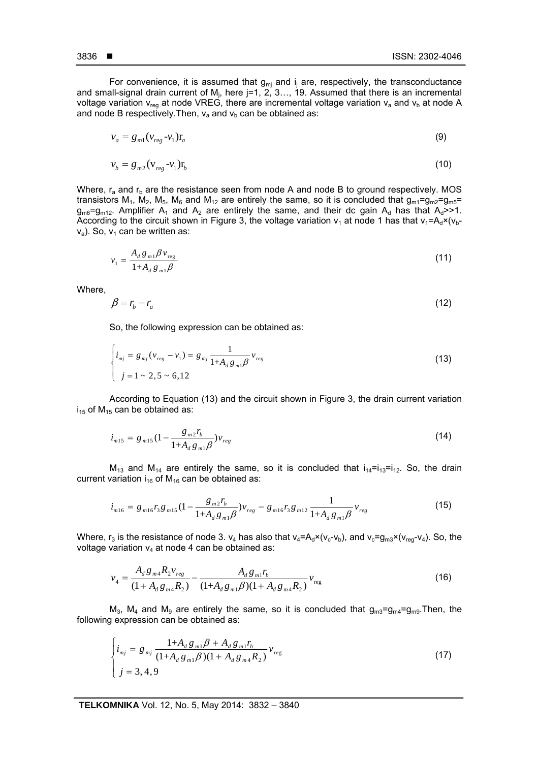For convenience, it is assumed that $g_{mj}$ and $i_j$ are, respectively, the transconductance and small-signal drain current of $M_j$, here j=1, 2, 3…, 19. Assumed that there is an incremental voltage variation $v_{reg}$ at node VREG, there are incremental voltage variation $v_a$ and $v_b$ at node A and node B respectively.Then, $v_a$ and $v_b$ can be obtained as:

$$v_a = g_{m1}(v_{reg} \text{-} v_1)\mathrm{r}_a \tag{9}$$

$$v_b = g_{m2}(\mathrm{v}_{reg} \text{-} v_1)\mathrm{r}_b \tag{10}$$

Where, $r_a$ and $r_b$ are the resistance seen from node A and node B to ground respectively. MOS transistors $M_1$, $M_2$, $M_5$, $M_6$ and $M_{12}$ are entirely the same, so it is concluded that $g_{m1}=g_{m2}=g_{m5}=g_{m6}=g_{m12}$. Amplifier $A_1$ and $A_2$ are entirely the same, and their dc gain $A_d$ has that $A_d>>1$. According to the circuit shown in Figure 3, the voltage variation $v_1$ at node 1 has that $v_1=A_d\times(v_b-v_a)$. So, $v_1$ can be written as:

$$v_1 = \frac{A_d g_{m1} \beta v_{\text{reg}}}{1 + A_d g_{m1} \beta} \tag{11}$$

Where,

$$\beta = r_b - r_a \tag{12}$$

So, the following expression can be obtained as:

$$\begin{cases} i_{mj} = g_{mj}(v_{reg} - v_1) = g_{mj} \dfrac{1}{1 + A_d g_{m1} \beta} v_{reg} \\ j = 1 \sim 2, 5 \sim 6, 12 \end{cases} \tag{13}$$

According to Equation (13) and the circuit shown in Figure 3, the drain current variation $i_{15}$ of $M_{15}$ can be obtained as:

$$i_{m15} = g_{m15}\left(1 - \frac{g_{m2} r_b}{1 + A_d g_{m1} \beta}\right) v_{reg} \tag{14}$$

$M_{13}$ and $M_{14}$ are entirely the same, so it is concluded that $i_{14}=i_{13}=i_{12}$. So, the drain current variation $i_{16}$ of $M_{16}$ can be obtained as:

$$i_{m16} = g_{m16} r_3 g_{m15}\left(1 - \frac{g_{m2} r_b}{1 + A_d g_{m1} \beta}\right) v_{reg} - g_{m16} r_3 g_{m12} \frac{1}{1 + A_d g_{m1} \beta} v_{reg} \tag{15}$$

Where, $r_3$ is the resistance of node 3. $v_4$ has also that $v_4=A_d\times(v_c-v_b)$, and $v_c=g_{m3}\times(v_{reg}-v_4)$. So, the voltage variation $v_4$ at node 4 can be obtained as:

$$v_4 = \frac{A_d g_{m4} R_2 v_{reg}}{(1 + A_d g_{m4} R_2)} - \frac{A_d g_{m1} r_b}{(1 + A_d g_{m1} \beta)(1 + A_d g_{m4} R_2)} v_{\text{reg}} \tag{16}$$

$M_3$, $M_4$ and $M_9$ are entirely the same, so it is concluded that $g_{m3}=g_{m4}=g_{m9}$.Then, the following expression can be obtained as:

$$\begin{cases} i_{mj} = g_{mj} \dfrac{1 + A_d g_{m1} \beta + A_d g_{m1} r_b}{(1 + A_d g_{m1} \beta)(1 + A_d g_{m4} R_2)} v_{\text{reg}} \\ j = 3, 4, 9 \end{cases} \tag{17}$$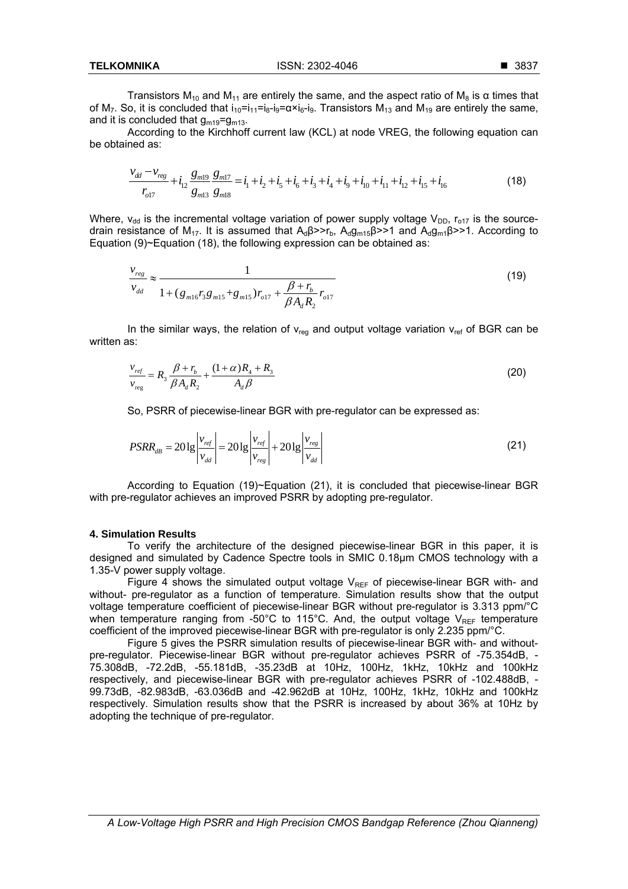Transistors $M_{10}$ and $M_{11}$ are entirely the same, and the aspect ratio of $M_8$ is α times that of $M_7$. So, it is concluded that $i_{10}=i_{11}=i_8\text{-}i_9=\alpha\times i_6\text{-}i_9$. Transistors $M_{13}$ and $M_{19}$ are entirely the same, and it is concluded that $g_{m19}=g_{m13}$.

According to the Kirchhoff current law (KCL) at node VREG, the following equation can be obtained as:

$$\frac{v_{dd}-v_{reg}}{r_{o17}}+i_{12}\frac{g_{m19}}{g_{m13}}\frac{g_{m17}}{g_{m18}}=i_1+i_2+i_5+i_6+i_3+i_4+i_9+i_{10}+i_{11}+i_{12}+i_{15}+i_{16} \tag{18}$$

Where, $v_{dd}$ is the incremental voltage variation of power supply voltage $V_{DD}$, $r_{o17}$ is the source-drain resistance of $M_{17}$. It is assumed that $A_d\beta >> r_b$, $A_d g_{m15}\beta >> 1$ and $A_d g_{m1}\beta >> 1$. According to Equation (9)~Equation (18), the following expression can be obtained as:

$$\frac{v_{reg}}{v_{dd}}\approx\frac{1}{1+(g_{m16}r_3 g_{m15}+g_{m15})r_{o17}+\dfrac{\beta+r_b}{\beta A_d R_2}r_{o17}} \tag{19}$$

In the similar ways, the relation of $v_{reg}$ and output voltage variation $v_{ref}$ of BGR can be written as:

$$\frac{v_{ref}}{v_{\text{reg}}}=R_3\frac{\beta+r_b}{\beta A_d R_2}+\frac{(1+\alpha)R_4+R_3}{A_d\beta} \tag{20}$$

So, PSRR of piecewise-linear BGR with pre-regulator can be expressed as:

$$PSRR_{dB}=20\lg\left|\frac{v_{ref}}{v_{dd}}\right|=20\lg\left|\frac{v_{ref}}{v_{reg}}\right|+20\lg\left|\frac{v_{reg}}{v_{dd}}\right| \tag{21}$$

According to Equation (19)~Equation (21), it is concluded that piecewise-linear BGR with pre-regulator achieves an improved PSRR by adopting pre-regulator.

## 4. Simulation Results

To verify the architecture of the designed piecewise-linear BGR in this paper, it is designed and simulated by Cadence Spectre tools in SMIC 0.18μm CMOS technology with a 1.35-V power supply voltage.

Figure 4 shows the simulated output voltage $V_{REF}$ of piecewise-linear BGR with- and without- pre-regulator as a function of temperature. Simulation results show that the output voltage temperature coefficient of piecewise-linear BGR without pre-regulator is 3.313 ppm/°C when temperature ranging from -50°C to 115°C. And, the output voltage $V_{REF}$ temperature coefficient of the improved piecewise-linear BGR with pre-regulator is only 2.235 ppm/°C.

Figure 5 gives the PSRR simulation results of piecewise-linear BGR with- and without- pre-regulator. Piecewise-linear BGR without pre-regulator achieves PSRR of -75.354dB, -75.308dB, -72.2dB, -55.181dB, -35.23dB at 10Hz, 100Hz, 1kHz, 10kHz and 100kHz respectively, and piecewise-linear BGR with pre-regulator achieves PSRR of -102.488dB, -99.73dB, -82.983dB, -63.036dB and -42.962dB at 10Hz, 100Hz, 1kHz, 10kHz and 100kHz respectively. Simulation results show that the PSRR is increased by about 36% at 10Hz by adopting the technique of pre-regulator.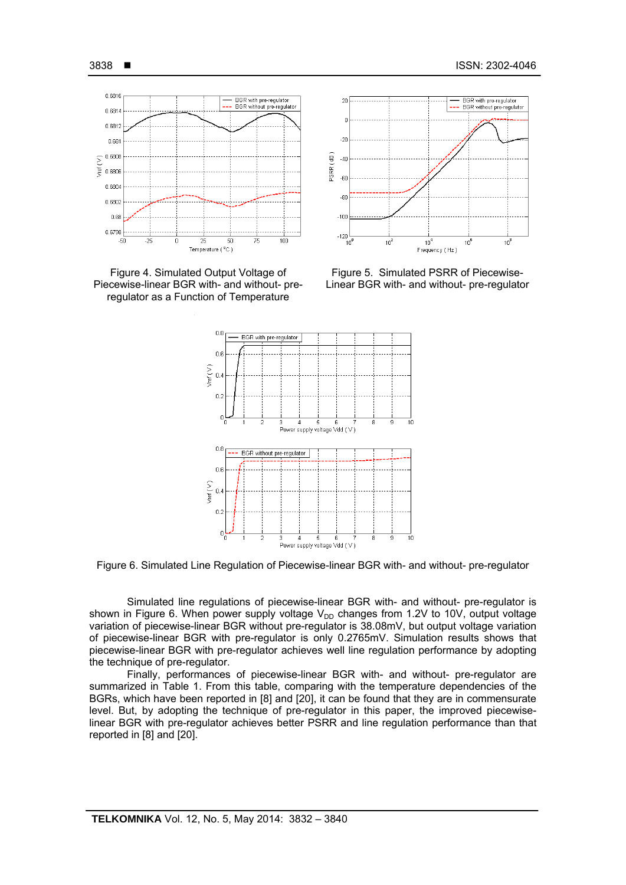Figure 4. Simulated Output Voltage of Piecewise-linear BGR with- and without- pre-regulator as a Function of Temperature

Figure 5. Simulated PSRR of Piecewise-Linear BGR with- and without- pre-regulator

Figure 6. Simulated Line Regulation of Piecewise-linear BGR with- and without- pre-regulator

Simulated line regulations of piecewise-linear BGR with- and without- pre-regulator is shown in Figure 6. When power supply voltage $V_{DD}$ changes from 1.2V to 10V, output voltage variation of piecewise-linear BGR without pre-regulator is 38.08mV, but output voltage variation of piecewise-linear BGR with pre-regulator is only 0.2765mV. Simulation results shows that piecewise-linear BGR with pre-regulator achieves well line regulation performance by adopting the technique of pre-regulator.

Finally, performances of piecewise-linear BGR with- and without- pre-regulator are summarized in Table 1. From this table, comparing with the temperature dependencies of the BGRs, which have been reported in [8] and [20], it can be found that they are in commensurate level. But, by adopting the technique of pre-regulator in this paper, the improved piecewise-linear BGR with pre-regulator achieves better PSRR and line regulation performance than that reported in [8] and [20].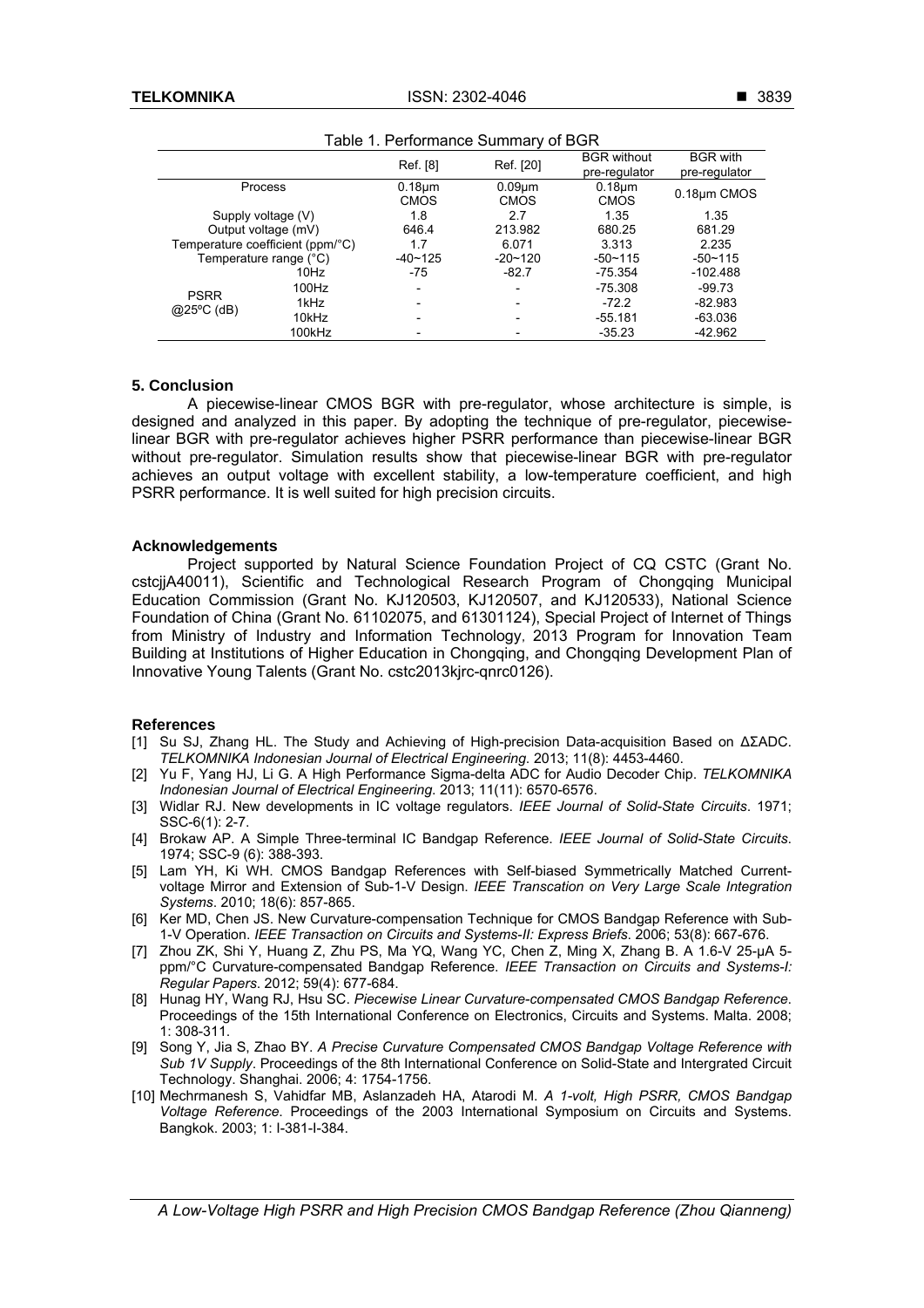Table 1. Performance Summary of BGR

| | | Ref. [8] | Ref. [20] | BGR without pre-regulator | BGR with pre-regulator |
|---|---|---|---|---|---|
| Process | | 0.18μm CMOS | 0.09μm CMOS | 0.18μm CMOS | 0.18μm CMOS |
| Supply voltage (V) | | 1.8 | 2.7 | 1.35 | 1.35 |
| Output voltage (mV) | | 646.4 | 213.982 | 680.25 | 681.29 |
| Temperature coefficient (ppm/°C) | | 1.7 | 6.071 | 3.313 | 2.235 |
| Temperature range (°C) | | -40~125 | -20~120 | -50~115 | -50~115 |
| PSRR @25ºC (dB) | 10Hz | -75 | -82.7 | -75.354 | -102.488 |
| | 100Hz | - | - | -75.308 | -99.73 |
| | 1kHz | - | - | -72.2 | -82.983 |
| | 10kHz | - | - | -55.181 | -63.036 |
| | 100kHz | - | - | -35.23 | -42.962 |

## 5. Conclusion

A piecewise-linear CMOS BGR with pre-regulator, whose architecture is simple, is designed and analyzed in this paper. By adopting the technique of pre-regulator, piecewise-linear BGR with pre-regulator achieves higher PSRR performance than piecewise-linear BGR without pre-regulator. Simulation results show that piecewise-linear BGR with pre-regulator achieves an output voltage with excellent stability, a low-temperature coefficient, and high PSRR performance. It is well suited for high precision circuits.

## Acknowledgements

Project supported by Natural Science Foundation Project of CQ CSTC (Grant No. cstcjjA40011), Scientific and Technological Research Program of Chongqing Municipal Education Commission (Grant No. KJ120503, KJ120507, and KJ120533), National Science Foundation of China (Grant No. 61102075, and 61301124), Special Project of Internet of Things from Ministry of Industry and Information Technology, 2013 Program for Innovation Team Building at Institutions of Higher Education in Chongqing, and Chongqing Development Plan of Innovative Young Talents (Grant No. cstc2013kjrc-qnrc0126).

## References

[1] Su SJ, Zhang HL. The Study and Achieving of High-precision Data-acquisition Based on ΔΣADC. *TELKOMNIKA Indonesian Journal of Electrical Engineering*. 2013; 11(8): 4453-4460.

[2] Yu F, Yang HJ, Li G. A High Performance Sigma-delta ADC for Audio Decoder Chip. *TELKOMNIKA Indonesian Journal of Electrical Engineering.* 2013; 11(11): 6570-6576.

[3] Widlar RJ. New developments in IC voltage regulators. *IEEE Journal of Solid-State Circuits*. 1971; SSC-6(1): 2-7.

[4] Brokaw AP. A Simple Three-terminal IC Bandgap Reference. *IEEE Journal of Solid-State Circuits*. 1974; SSC-9 (6): 388-393.

[5] Lam YH, Ki WH. CMOS Bandgap References with Self-biased Symmetrically Matched Current-voltage Mirror and Extension of Sub-1-V Design. *IEEE Transcation on Very Large Scale Integration Systems*. 2010; 18(6): 857-865.

[6] Ker MD, Chen JS. New Curvature-compensation Technique for CMOS Bandgap Reference with Sub-1-V Operation. *IEEE Transaction on Circuits and Systems-II: Express Briefs*. 2006; 53(8): 667-676.

[7] Zhou ZK, Shi Y, Huang Z, Zhu PS, Ma YQ, Wang YC, Chen Z, Ming X, Zhang B. A 1.6-V 25-μA 5-ppm/°C Curvature-compensated Bandgap Reference. *IEEE Transaction on Circuits and Systems-I: Regular Papers*. 2012; 59(4): 677-684.

[8] Hunag HY, Wang RJ, Hsu SC. *Piecewise Linear Curvature-compensated CMOS Bandgap Reference*. Proceedings of the 15th International Conference on Electronics, Circuits and Systems. Malta. 2008; 1: 308-311.

[9] Song Y, Jia S, Zhao BY. *A Precise Curvature Compensated CMOS Bandgap Voltage Reference with Sub 1V Supply*. Proceedings of the 8th International Conference on Solid-State and Intergrated Circuit Technology. Shanghai. 2006; 4: 1754-1756.

[10] Mechrmanesh S, Vahidfar MB, Aslanzadeh HA, Atarodi M. *A 1-volt, High PSRR, CMOS Bandgap Voltage Reference*. Proceedings of the 2003 International Symposium on Circuits and Systems. Bangkok. 2003; 1: I-381-I-384.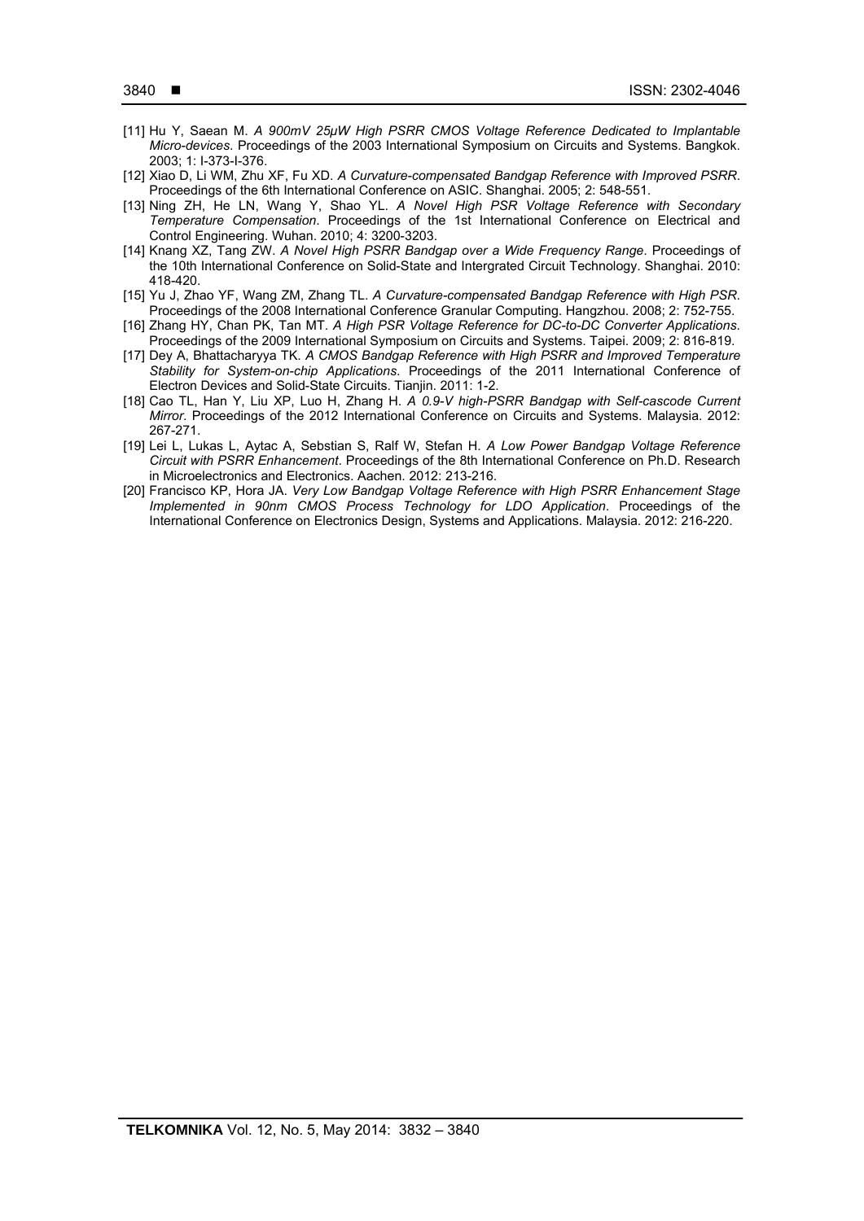[11] Hu Y, Saean M. *A 900mV 25μW High PSRR CMOS Voltage Reference Dedicated to Implantable Micro-devices*. Proceedings of the 2003 International Symposium on Circuits and Systems. Bangkok. 2003; 1: I-373-I-376.

[12] Xiao D, Li WM, Zhu XF, Fu XD. *A Curvature-compensated Bandgap Reference with Improved PSRR*. Proceedings of the 6th International Conference on ASIC. Shanghai. 2005; 2: 548-551.

[13] Ning ZH, He LN, Wang Y, Shao YL. *A Novel High PSR Voltage Reference with Secondary Temperature Compensation*. Proceedings of the 1st International Conference on Electrical and Control Engineering. Wuhan. 2010; 4: 3200-3203.

[14] Knang XZ, Tang ZW. *A Novel High PSRR Bandgap over a Wide Frequency Range*. Proceedings of the 10th International Conference on Solid-State and Intergrated Circuit Technology. Shanghai. 2010: 418-420.

[15] Yu J, Zhao YF, Wang ZM, Zhang TL. *A Curvature-compensated Bandgap Reference with High PSR*. Proceedings of the 2008 International Conference Granular Computing. Hangzhou. 2008; 2: 752-755.

[16] Zhang HY, Chan PK, Tan MT. *A High PSR Voltage Reference for DC-to-DC Converter Applications*. Proceedings of the 2009 International Symposium on Circuits and Systems. Taipei. 2009; 2: 816-819.

[17] Dey A, Bhattacharyya TK. *A CMOS Bandgap Reference with High PSRR and Improved Temperature Stability for System-on-chip Applications*. Proceedings of the 2011 International Conference of Electron Devices and Solid-State Circuits. Tianjin. 2011: 1-2.

[18] Cao TL, Han Y, Liu XP, Luo H, Zhang H. *A 0.9-V high-PSRR Bandgap with Self-cascode Current Mirror*. Proceedings of the 2012 International Conference on Circuits and Systems. Malaysia. 2012: 267-271.

[19] Lei L, Lukas L, Aytac A, Sebstian S, Ralf W, Stefan H. *A Low Power Bandgap Voltage Reference Circuit with PSRR Enhancement*. Proceedings of the 8th International Conference on Ph.D. Research in Microelectronics and Electronics. Aachen. 2012: 213-216.

[20] Francisco KP, Hora JA. *Very Low Bandgap Voltage Reference with High PSRR Enhancement Stage Implemented in 90nm CMOS Process Technology for LDO Application*. Proceedings of the International Conference on Electronics Design, Systems and Applications. Malaysia. 2012: 216-220.